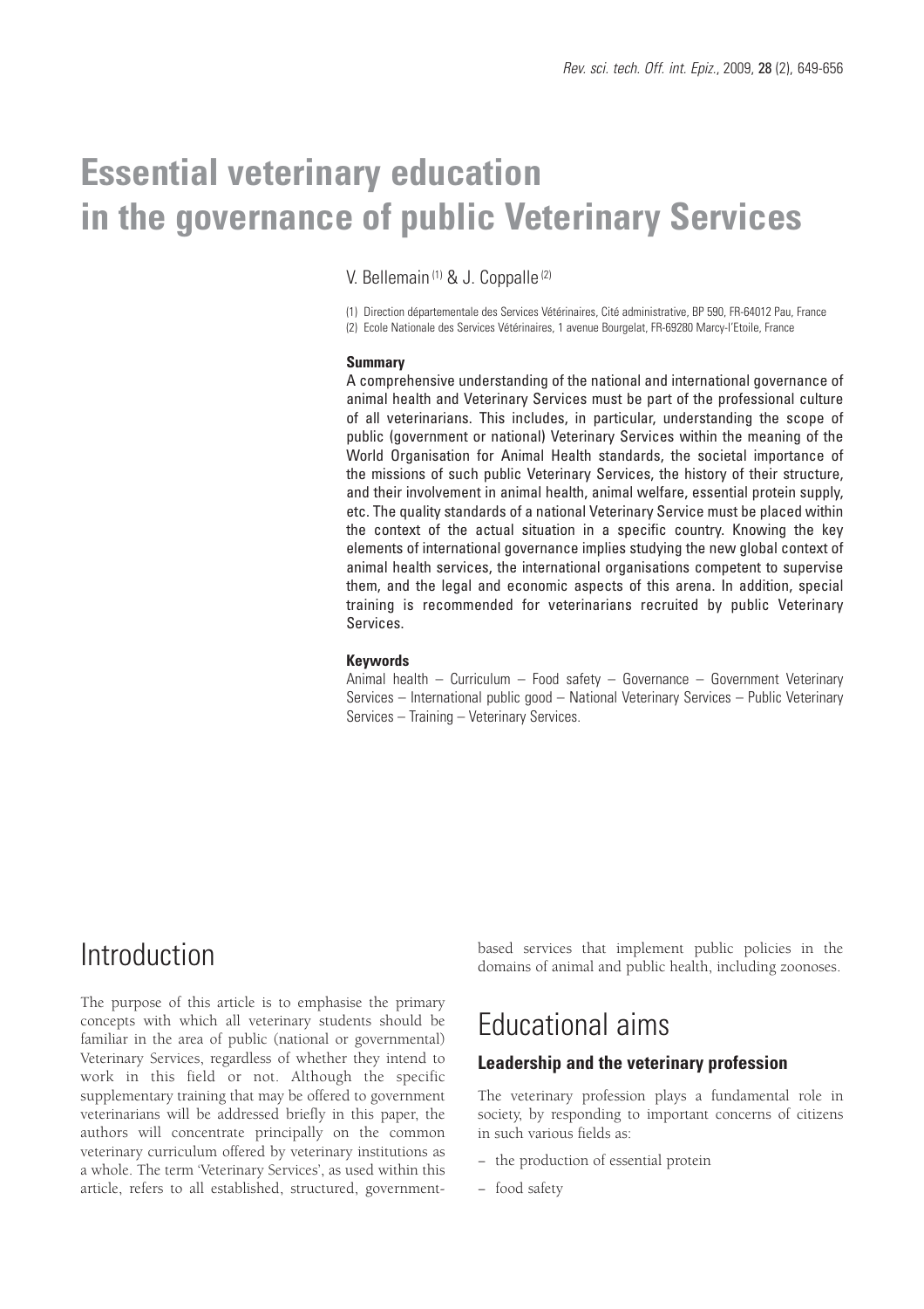# Essential veterinary education in the governance of public Veterinary Services

V. Bellemain [(1)] & J. Coppalle [(2)]

(1) Direction départementale des Services Vétérinaires, Cité administrative, BP 590, FR-64012 Pau, France

(2) Ecole Nationale des Services Vétérinaires, 1 avenue Bourgelat, FR-69280 Marcy-l'Etoile, France

**Summary**

A comprehensive understanding of the national and international governance of animal health and Veterinary Services must be part of the professional culture of all veterinarians. This includes, in particular, understanding the scope of public (government or national) Veterinary Services within the meaning of the World Organisation for Animal Health standards, the societal importance of the missions of such public Veterinary Services, the history of their structure, and their involvement in animal health, animal welfare, essential protein supply, etc. The quality standards of a national Veterinary Service must be placed within the context of the actual situation in a specific country. Knowing the key elements of international governance implies studying the new global context of animal health services, the international organisations competent to supervise them, and the legal and economic aspects of this arena. In addition, special training is recommended for veterinarians recruited by public Veterinary Services.

**Keywords**

Animal health – Curriculum – Food safety – Governance – Government Veterinary Services – International public good – National Veterinary Services – Public Veterinary Services – Training – Veterinary Services.

## Introduction

The purpose of this article is to emphasise the primary concepts with which all veterinary students should be familiar in the area of public (national or governmental) Veterinary Services, regardless of whether they intend to work in this field or not. Although the specific supplementary training that may be offered to government veterinarians will be addressed briefly in this paper, the authors will concentrate principally on the common veterinary curriculum offered by veterinary institutions as a whole. The term 'Veterinary Services', as used within this article, refers to all established, structured, government-based services that implement public policies in the domains of animal and public health, including zoonoses.

## Educational aims

### Leadership and the veterinary profession

The veterinary profession plays a fundamental role in society, by responding to important concerns of citizens in such various fields as:

- the production of essential protein
- food safety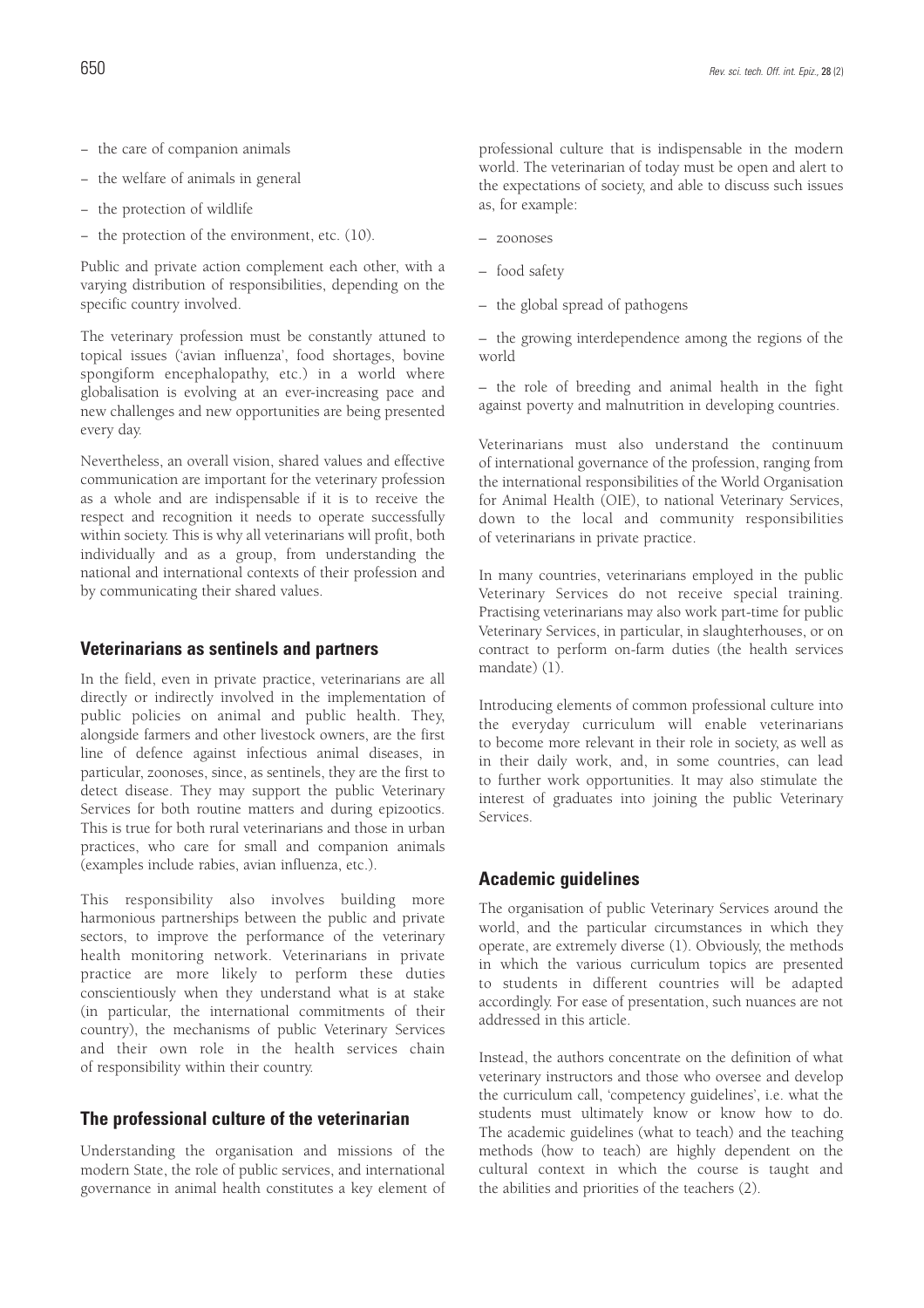- the care of companion animals
- the welfare of animals in general
- the protection of wildlife
- the protection of the environment, etc. (10).

Public and private action complement each other, with a varying distribution of responsibilities, depending on the specific country involved.

The veterinary profession must be constantly attuned to topical issues ('avian influenza', food shortages, bovine spongiform encephalopathy, etc.) in a world where globalisation is evolving at an ever-increasing pace and new challenges and new opportunities are being presented every day.

Nevertheless, an overall vision, shared values and effective communication are important for the veterinary profession as a whole and are indispensable if it is to receive the respect and recognition it needs to operate successfully within society. This is why all veterinarians will profit, both individually and as a group, from understanding the national and international contexts of their profession and by communicating their shared values.

## Veterinarians as sentinels and partners

In the field, even in private practice, veterinarians are all directly or indirectly involved in the implementation of public policies on animal and public health. They, alongside farmers and other livestock owners, are the first line of defence against infectious animal diseases, in particular, zoonoses, since, as sentinels, they are the first to detect disease. They may support the public Veterinary Services for both routine matters and during epizootics. This is true for both rural veterinarians and those in urban practices, who care for small and companion animals (examples include rabies, avian influenza, etc.).

This responsibility also involves building more harmonious partnerships between the public and private sectors, to improve the performance of the veterinary health monitoring network. Veterinarians in private practice are more likely to perform these duties conscientiously when they understand what is at stake (in particular, the international commitments of their country), the mechanisms of public Veterinary Services and their own role in the health services chain of responsibility within their country.

## The professional culture of the veterinarian

Understanding the organisation and missions of the modern State, the role of public services, and international governance in animal health constitutes a key element of professional culture that is indispensable in the modern world. The veterinarian of today must be open and alert to the expectations of society, and able to discuss such issues as, for example:

- zoonoses
- food safety
- the global spread of pathogens
- the growing interdependence among the regions of the world
- the role of breeding and animal health in the fight against poverty and malnutrition in developing countries.

Veterinarians must also understand the continuum of international governance of the profession, ranging from the international responsibilities of the World Organisation for Animal Health (OIE), to national Veterinary Services, down to the local and community responsibilities of veterinarians in private practice.

In many countries, veterinarians employed in the public Veterinary Services do not receive special training. Practising veterinarians may also work part-time for public Veterinary Services, in particular, in slaughterhouses, or on contract to perform on-farm duties (the health services mandate) (1).

Introducing elements of common professional culture into the everyday curriculum will enable veterinarians to become more relevant in their role in society, as well as in their daily work, and, in some countries, can lead to further work opportunities. It may also stimulate the interest of graduates into joining the public Veterinary Services.

## Academic guidelines

The organisation of public Veterinary Services around the world, and the particular circumstances in which they operate, are extremely diverse (1). Obviously, the methods in which the various curriculum topics are presented to students in different countries will be adapted accordingly. For ease of presentation, such nuances are not addressed in this article.

Instead, the authors concentrate on the definition of what veterinary instructors and those who oversee and develop the curriculum call, 'competency guidelines', i.e. what the students must ultimately know or know how to do. The academic guidelines (what to teach) and the teaching methods (how to teach) are highly dependent on the cultural context in which the course is taught and the abilities and priorities of the teachers (2).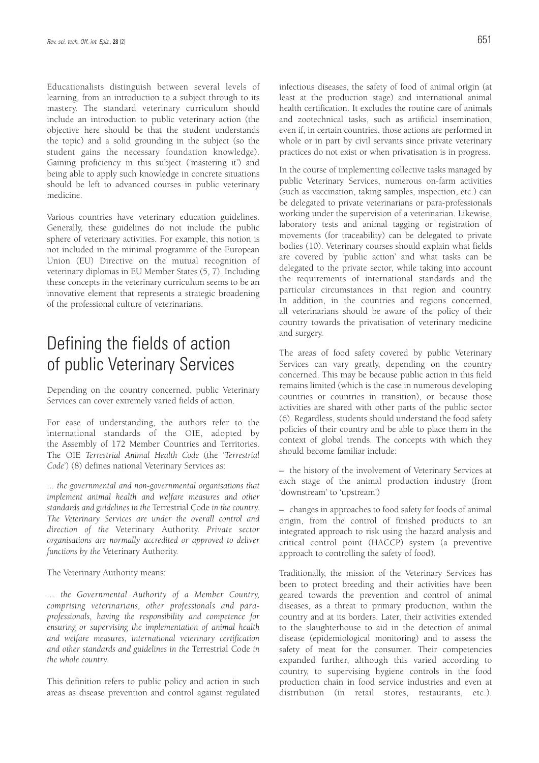Educationalists distinguish between several levels of learning, from an introduction to a subject through to its mastery. The standard veterinary curriculum should include an introduction to public veterinary action (the objective here should be that the student understands the topic) and a solid grounding in the subject (so the student gains the necessary foundation knowledge). Gaining proficiency in this subject ('mastering it') and being able to apply such knowledge in concrete situations should be left to advanced courses in public veterinary medicine.

Various countries have veterinary education guidelines. Generally, these guidelines do not include the public sphere of veterinary activities. For example, this notion is not included in the minimal programme of the European Union (EU) Directive on the mutual recognition of veterinary diplomas in EU Member States (5, 7). Including these concepts in the veterinary curriculum seems to be an innovative element that represents a strategic broadening of the professional culture of veterinarians.

# Defining the fields of action of public Veterinary Services

Depending on the country concerned, public Veterinary Services can cover extremely varied fields of action.

For ease of understanding, the authors refer to the international standards of the OIE, adopted by the Assembly of 172 Member Countries and Territories. The OIE *Terrestrial Animal Health Code* (the '*Terrestrial Code*') (8) defines national Veterinary Services as:

*... the governmental and non-governmental organisations that implement animal health and welfare measures and other standards and guidelines in the* Terrestrial Code *in the country. The Veterinary Services are under the overall control and direction of the* Veterinary Authority. *Private sector organisations are normally accredited or approved to deliver functions by the* Veterinary Authority.

The Veterinary Authority means:

*... the Governmental Authority of a Member Country, comprising veterinarians, other professionals and para-professionals, having the responsibility and competence for ensuring or supervising the implementation of animal health and welfare measures, international veterinary certification and other standards and guidelines in the* Terrestrial Code *in the whole country.*

This definition refers to public policy and action in such areas as disease prevention and control against regulated infectious diseases, the safety of food of animal origin (at least at the production stage) and international animal health certification. It excludes the routine care of animals and zootechnical tasks, such as artificial insemination, even if, in certain countries, those actions are performed in whole or in part by civil servants since private veterinary practices do not exist or when privatisation is in progress.

In the course of implementing collective tasks managed by public Veterinary Services, numerous on-farm activities (such as vaccination, taking samples, inspection, etc.) can be delegated to private veterinarians or para-professionals working under the supervision of a veterinarian. Likewise, laboratory tests and animal tagging or registration of movements (for traceability) can be delegated to private bodies (10). Veterinary courses should explain what fields are covered by 'public action' and what tasks can be delegated to the private sector, while taking into account the requirements of international standards and the particular circumstances in that region and country. In addition, in the countries and regions concerned, all veterinarians should be aware of the policy of their country towards the privatisation of veterinary medicine and surgery.

The areas of food safety covered by public Veterinary Services can vary greatly, depending on the country concerned. This may be because public action in this field remains limited (which is the case in numerous developing countries or countries in transition), or because those activities are shared with other parts of the public sector (6). Regardless, students should understand the food safety policies of their country and be able to place them in the context of global trends. The concepts with which they should become familiar include:

– the history of the involvement of Veterinary Services at each stage of the animal production industry (from 'downstream' to 'upstream')

– changes in approaches to food safety for foods of animal origin, from the control of finished products to an integrated approach to risk using the hazard analysis and critical control point (HACCP) system (a preventive approach to controlling the safety of food).

Traditionally, the mission of the Veterinary Services has been to protect breeding and their activities have been geared towards the prevention and control of animal diseases, as a threat to primary production, within the country and at its borders. Later, their activities extended to the slaughterhouse to aid in the detection of animal disease (epidemiological monitoring) and to assess the safety of meat for the consumer. Their competencies expanded further, although this varied according to country, to supervising hygiene controls in the food production chain in food service industries and even at distribution (in retail stores, restaurants, etc.).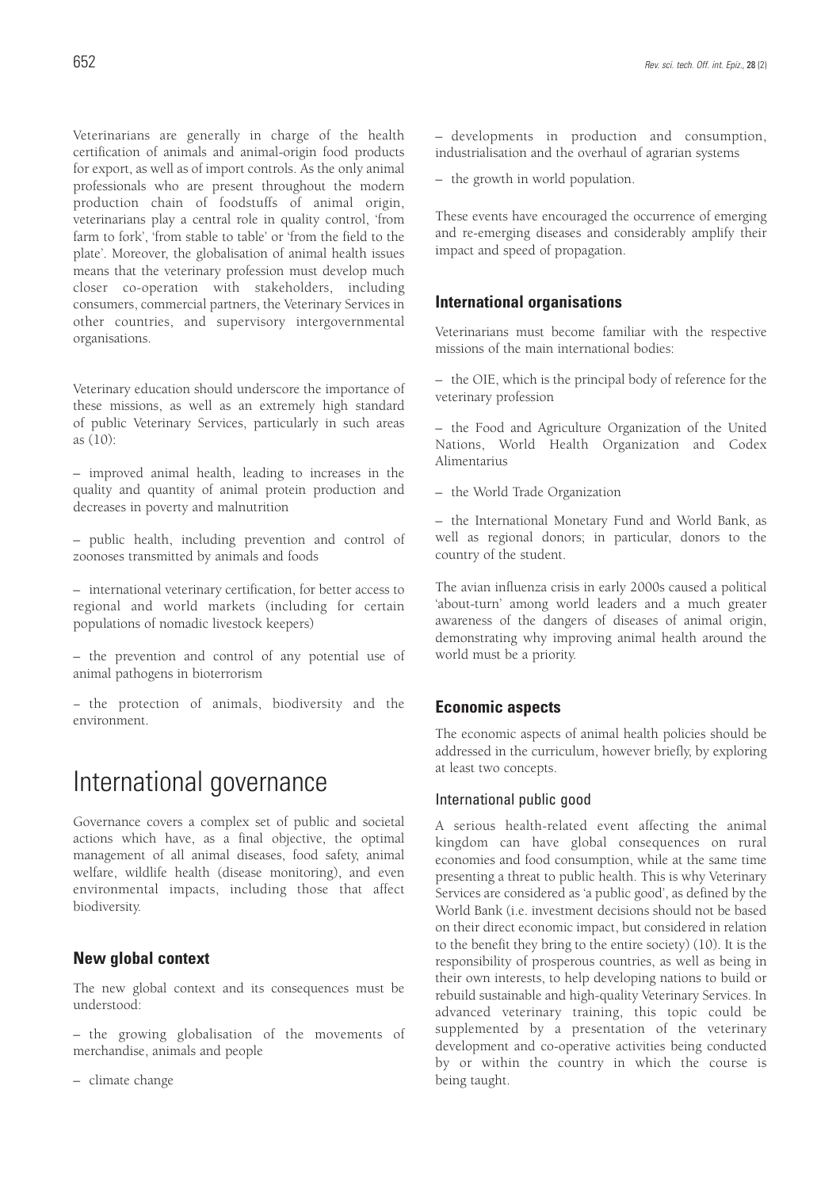Veterinarians are generally in charge of the health certification of animals and animal-origin food products for export, as well as of import controls. As the only animal professionals who are present throughout the modern production chain of foodstuffs of animal origin, veterinarians play a central role in quality control, 'from farm to fork', 'from stable to table' or 'from the field to the plate'. Moreover, the globalisation of animal health issues means that the veterinary profession must develop much closer co-operation with stakeholders, including consumers, commercial partners, the Veterinary Services in other countries, and supervisory intergovernmental organisations.

Veterinary education should underscore the importance of these missions, as well as an extremely high standard of public Veterinary Services, particularly in such areas as (10):

– improved animal health, leading to increases in the quality and quantity of animal protein production and decreases in poverty and malnutrition

– public health, including prevention and control of zoonoses transmitted by animals and foods

– international veterinary certification, for better access to regional and world markets (including for certain populations of nomadic livestock keepers)

– the prevention and control of any potential use of animal pathogens in bioterrorism

– the protection of animals, biodiversity and the environment.

# International governance

Governance covers a complex set of public and societal actions which have, as a final objective, the optimal management of all animal diseases, food safety, animal welfare, wildlife health (disease monitoring), and even environmental impacts, including those that affect biodiversity.

## New global context

The new global context and its consequences must be understood:

– the growing globalisation of the movements of merchandise, animals and people

– climate change

– developments in production and consumption, industrialisation and the overhaul of agrarian systems

– the growth in world population.

These events have encouraged the occurrence of emerging and re-emerging diseases and considerably amplify their impact and speed of propagation.

## International organisations

Veterinarians must become familiar with the respective missions of the main international bodies:

– the OIE, which is the principal body of reference for the veterinary profession

– the Food and Agriculture Organization of the United Nations, World Health Organization and Codex Alimentarius

– the World Trade Organization

– the International Monetary Fund and World Bank, as well as regional donors; in particular, donors to the country of the student.

The avian influenza crisis in early 2000s caused a political 'about-turn' among world leaders and a much greater awareness of the dangers of diseases of animal origin, demonstrating why improving animal health around the world must be a priority.

## Economic aspects

The economic aspects of animal health policies should be addressed in the curriculum, however briefly, by exploring at least two concepts.

### International public good

A serious health-related event affecting the animal kingdom can have global consequences on rural economies and food consumption, while at the same time presenting a threat to public health. This is why Veterinary Services are considered as 'a public good', as defined by the World Bank (i.e. investment decisions should not be based on their direct economic impact, but considered in relation to the benefit they bring to the entire society) (10). It is the responsibility of prosperous countries, as well as being in their own interests, to help developing nations to build or rebuild sustainable and high-quality Veterinary Services. In advanced veterinary training, this topic could be supplemented by a presentation of the veterinary development and co-operative activities being conducted by or within the country in which the course is being taught.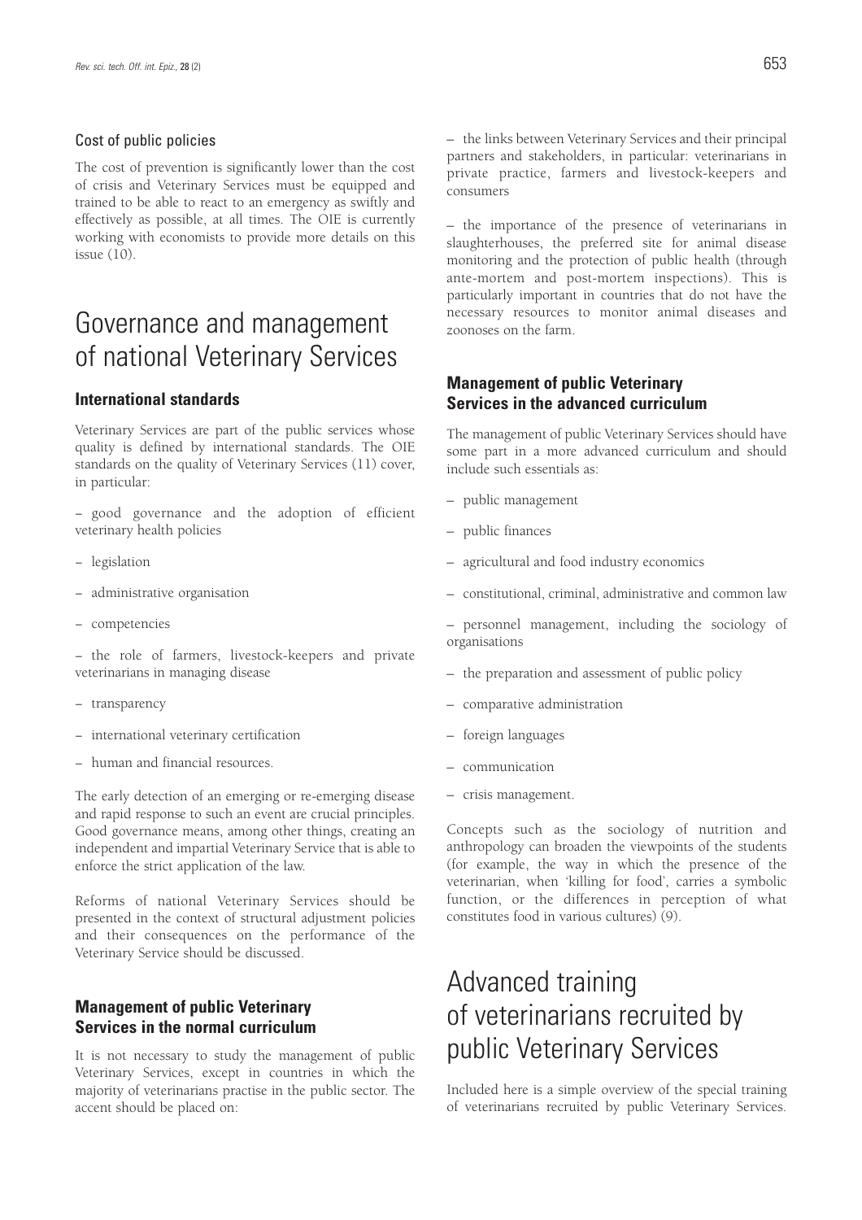### Cost of public policies

The cost of prevention is significantly lower than the cost of crisis and Veterinary Services must be equipped and trained to be able to react to an emergency as swiftly and effectively as possible, at all times. The OIE is currently working with economists to provide more details on this issue (10).

# Governance and management of national Veterinary Services

## International standards

Veterinary Services are part of the public services whose quality is defined by international standards. The OIE standards on the quality of Veterinary Services (11) cover, in particular:

– good governance and the adoption of efficient veterinary health policies

– legislation

– administrative organisation

– competencies

– the role of farmers, livestock-keepers and private veterinarians in managing disease

– transparency

– international veterinary certification

– human and financial resources.

The early detection of an emerging or re-emerging disease and rapid response to such an event are crucial principles. Good governance means, among other things, creating an independent and impartial Veterinary Service that is able to enforce the strict application of the law.

Reforms of national Veterinary Services should be presented in the context of structural adjustment policies and their consequences on the performance of the Veterinary Service should be discussed.

## Management of public Veterinary Services in the normal curriculum

It is not necessary to study the management of public Veterinary Services, except in countries in which the majority of veterinarians practise in the public sector. The accent should be placed on:

– the links between Veterinary Services and their principal partners and stakeholders, in particular: veterinarians in private practice, farmers and livestock-keepers and consumers

– the importance of the presence of veterinarians in slaughterhouses, the preferred site for animal disease monitoring and the protection of public health (through ante-mortem and post-mortem inspections). This is particularly important in countries that do not have the necessary resources to monitor animal diseases and zoonoses on the farm.

## Management of public Veterinary Services in the advanced curriculum

The management of public Veterinary Services should have some part in a more advanced curriculum and should include such essentials as:

– public management

– public finances

– agricultural and food industry economics

– constitutional, criminal, administrative and common law

– personnel management, including the sociology of organisations

– the preparation and assessment of public policy

– comparative administration

– foreign languages

– communication

– crisis management.

Concepts such as the sociology of nutrition and anthropology can broaden the viewpoints of the students (for example, the way in which the presence of the veterinarian, when 'killing for food', carries a symbolic function, or the differences in perception of what constitutes food in various cultures) (9).

# Advanced training of veterinarians recruited by public Veterinary Services

Included here is a simple overview of the special training of veterinarians recruited by public Veterinary Services.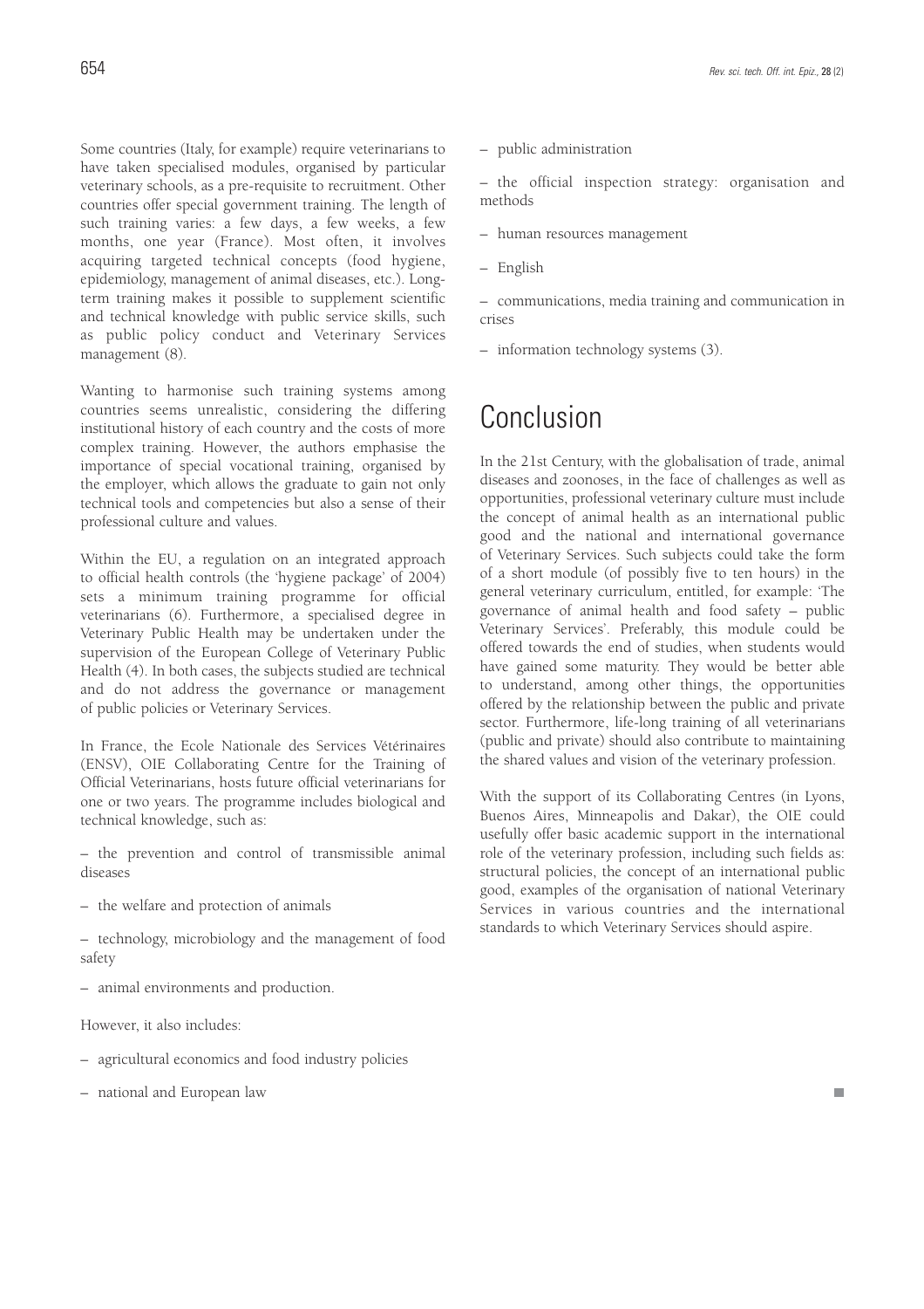Some countries (Italy, for example) require veterinarians to have taken specialised modules, organised by particular veterinary schools, as a pre-requisite to recruitment. Other countries offer special government training. The length of such training varies: a few days, a few weeks, a few months, one year (France). Most often, it involves acquiring targeted technical concepts (food hygiene, epidemiology, management of animal diseases, etc.). Long-term training makes it possible to supplement scientific and technical knowledge with public service skills, such as public policy conduct and Veterinary Services management (8).

Wanting to harmonise such training systems among countries seems unrealistic, considering the differing institutional history of each country and the costs of more complex training. However, the authors emphasise the importance of special vocational training, organised by the employer, which allows the graduate to gain not only technical tools and competencies but also a sense of their professional culture and values.

Within the EU, a regulation on an integrated approach to official health controls (the 'hygiene package' of 2004) sets a minimum training programme for official veterinarians (6). Furthermore, a specialised degree in Veterinary Public Health may be undertaken under the supervision of the European College of Veterinary Public Health (4). In both cases, the subjects studied are technical and do not address the governance or management of public policies or Veterinary Services.

In France, the Ecole Nationale des Services Vétérinaires (ENSV), OIE Collaborating Centre for the Training of Official Veterinarians, hosts future official veterinarians for one or two years. The programme includes biological and technical knowledge, such as:

– the prevention and control of transmissible animal diseases

– the welfare and protection of animals

– technology, microbiology and the management of food safety

– animal environments and production.

However, it also includes:

– agricultural economics and food industry policies

– national and European law

– public administration

– the official inspection strategy: organisation and methods

– human resources management

– English

– communications, media training and communication in crises

– information technology systems (3).

# Conclusion

In the 21st Century, with the globalisation of trade, animal diseases and zoonoses, in the face of challenges as well as opportunities, professional veterinary culture must include the concept of animal health as an international public good and the national and international governance of Veterinary Services. Such subjects could take the form of a short module (of possibly five to ten hours) in the general veterinary curriculum, entitled, for example: 'The governance of animal health and food safety – public Veterinary Services'. Preferably, this module could be offered towards the end of studies, when students would have gained some maturity. They would be better able to understand, among other things, the opportunities offered by the relationship between the public and private sector. Furthermore, life-long training of all veterinarians (public and private) should also contribute to maintaining the shared values and vision of the veterinary profession.

With the support of its Collaborating Centres (in Lyons, Buenos Aires, Minneapolis and Dakar), the OIE could usefully offer basic academic support in the international role of the veterinary profession, including such fields as: structural policies, the concept of an international public good, examples of the organisation of national Veterinary Services in various countries and the international standards to which Veterinary Services should aspire.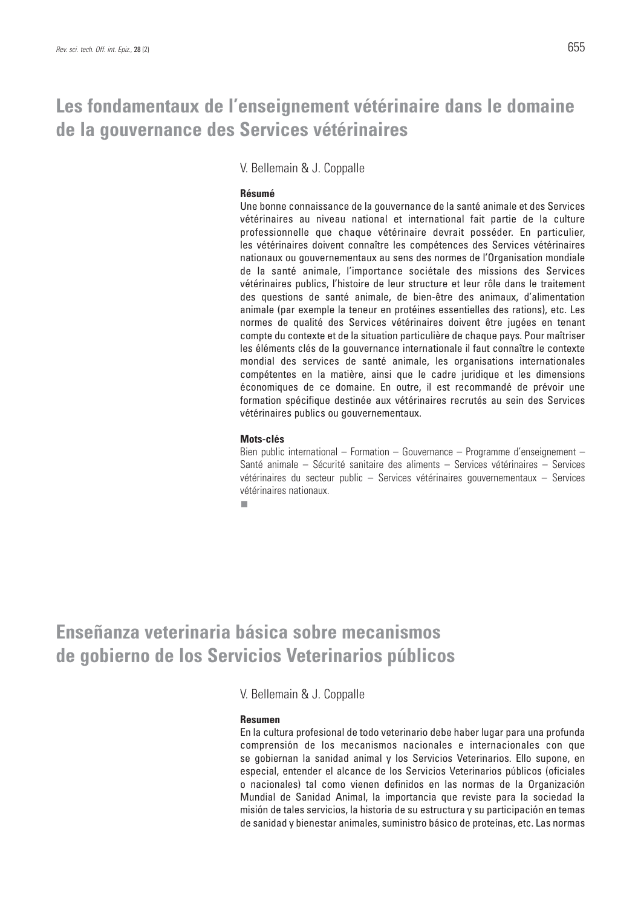# Les fondamentaux de l'enseignement vétérinaire dans le domaine de la gouvernance des Services vétérinaires

V. Bellemain & J. Coppalle

**Résumé**

Une bonne connaissance de la gouvernance de la santé animale et des Services vétérinaires au niveau national et international fait partie de la culture professionnelle que chaque vétérinaire devrait posséder. En particulier, les vétérinaires doivent connaître les compétences des Services vétérinaires nationaux ou gouvernementaux au sens des normes de l'Organisation mondiale de la santé animale, l'importance sociétale des missions des Services vétérinaires publics, l'histoire de leur structure et leur rôle dans le traitement des questions de santé animale, de bien-être des animaux, d'alimentation animale (par exemple la teneur en protéines essentielles des rations), etc. Les normes de qualité des Services vétérinaires doivent être jugées en tenant compte du contexte et de la situation particulière de chaque pays. Pour maîtriser les éléments clés de la gouvernance internationale il faut connaître le contexte mondial des services de santé animale, les organisations internationales compétentes en la matière, ainsi que le cadre juridique et les dimensions économiques de ce domaine. En outre, il est recommandé de prévoir une formation spécifique destinée aux vétérinaires recrutés au sein des Services vétérinaires publics ou gouvernementaux.

**Mots-clés**

Bien public international – Formation – Gouvernance – Programme d'enseignement – Santé animale – Sécurité sanitaire des aliments – Services vétérinaires – Services vétérinaires du secteur public – Services vétérinaires gouvernementaux – Services vétérinaires nationaux.

# Enseñanza veterinaria básica sobre mecanismos de gobierno de los Servicios Veterinarios públicos

V. Bellemain & J. Coppalle

**Resumen**

En la cultura profesional de todo veterinario debe haber lugar para una profunda comprensión de los mecanismos nacionales e internacionales con que se gobiernan la sanidad animal y los Servicios Veterinarios. Ello supone, en especial, entender el alcance de los Servicios Veterinarios públicos (oficiales o nacionales) tal como vienen definidos en las normas de la Organización Mundial de Sanidad Animal, la importancia que reviste para la sociedad la misión de tales servicios, la historia de su estructura y su participación en temas de sanidad y bienestar animales, suministro básico de proteínas, etc. Las normas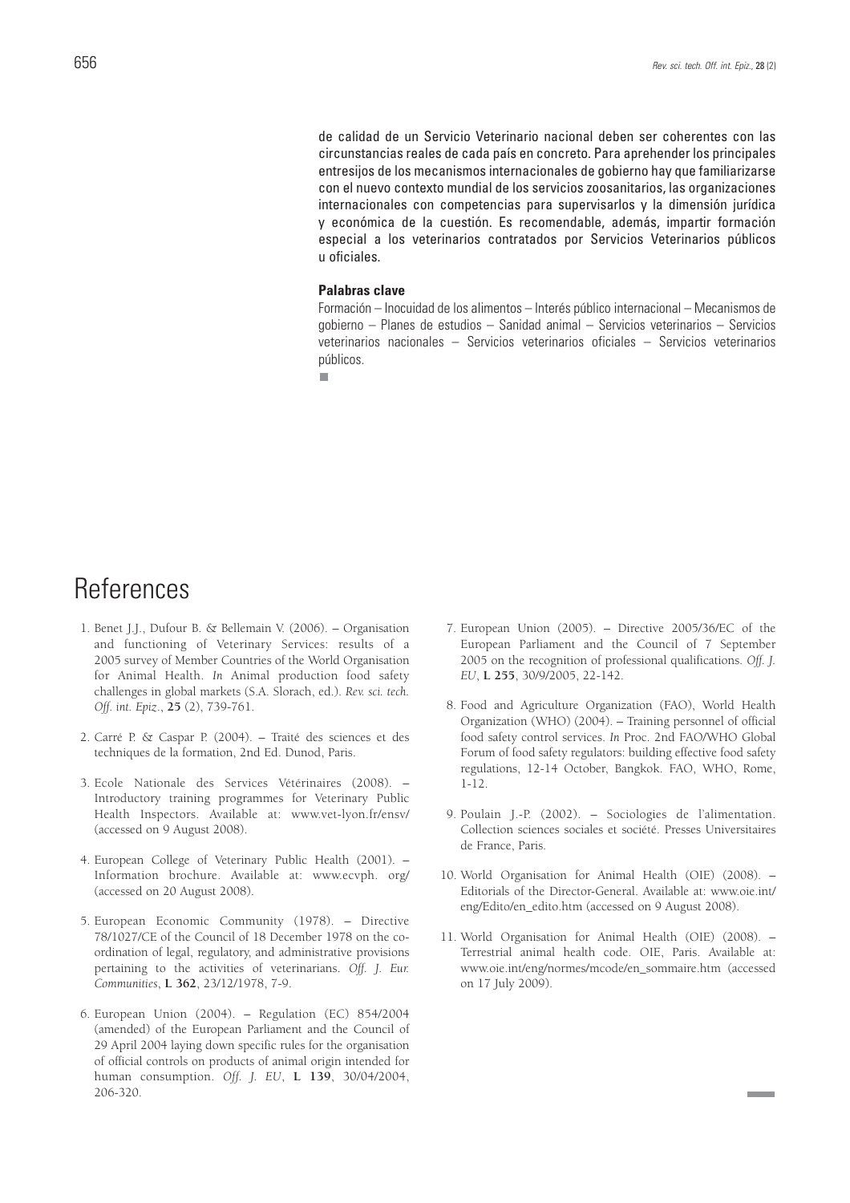de calidad de un Servicio Veterinario nacional deben ser coherentes con las circunstancias reales de cada país en concreto. Para aprehender los principales entresijos de los mecanismos internacionales de gobierno hay que familiarizarse con el nuevo contexto mundial de los servicios zoosanitarios, las organizaciones internacionales con competencias para supervisarlos y la dimensión jurídica y económica de la cuestión. Es recomendable, además, impartir formación especial a los veterinarios contratados por Servicios Veterinarios públicos u oficiales.

**Palabras clave**

Formación – Inocuidad de los alimentos – Interés público internacional – Mecanismos de gobierno – Planes de estudios – Sanidad animal – Servicios veterinarios – Servicios veterinarios nacionales – Servicios veterinarios oficiales – Servicios veterinarios públicos.

# References

1. Benet J.J., Dufour B. & Bellemain V. (2006). – Organisation and functioning of Veterinary Services: results of a 2005 survey of Member Countries of the World Organisation for Animal Health. *In* Animal production food safety challenges in global markets (S.A. Slorach, ed.). *Rev. sci. tech. Off. int. Epiz*., **25** (2), 739-761.

2. Carré P. & Caspar P. (2004). – Traité des sciences et des techniques de la formation, 2nd Ed. Dunod, Paris.

3. Ecole Nationale des Services Vétérinaires (2008). – Introductory training programmes for Veterinary Public Health Inspectors. Available at: www.vet-lyon.fr/ensv/ (accessed on 9 August 2008).

4. European College of Veterinary Public Health (2001). – Information brochure. Available at: www.ecvph. org/ (accessed on 20 August 2008).

5. European Economic Community (1978). – Directive 78/1027/CE of the Council of 18 December 1978 on the co-ordination of legal, regulatory, and administrative provisions pertaining to the activities of veterinarians. *Off. J. Eur. Communities*, **L 362**, 23/12/1978, 7-9.

6. European Union (2004). – Regulation (EC) 854/2004 (amended) of the European Parliament and the Council of 29 April 2004 laying down specific rules for the organisation of official controls on products of animal origin intended for human consumption. *Off. J. EU*, **L 139**, 30/04/2004, 206-320.

7. European Union (2005). – Directive 2005/36/EC of the European Parliament and the Council of 7 September 2005 on the recognition of professional qualifications. *Off. J. EU*, **L 255**, 30/9/2005, 22-142.

8. Food and Agriculture Organization (FAO), World Health Organization (WHO) (2004). – Training personnel of official food safety control services. *In* Proc. 2nd FAO/WHO Global Forum of food safety regulators: building effective food safety regulations, 12-14 October, Bangkok. FAO, WHO, Rome, 1-12.

9. Poulain J.-P. (2002). – Sociologies de l'alimentation. Collection sciences sociales et société. Presses Universitaires de France, Paris.

10. World Organisation for Animal Health (OIE) (2008). – Editorials of the Director-General. Available at: www.oie.int/eng/Edito/en_edito.htm (accessed on 9 August 2008).

11. World Organisation for Animal Health (OIE) (2008). – Terrestrial animal health code. OIE, Paris. Available at: www.oie.int/eng/normes/mcode/en_sommaire.htm (accessed on 17 July 2009).